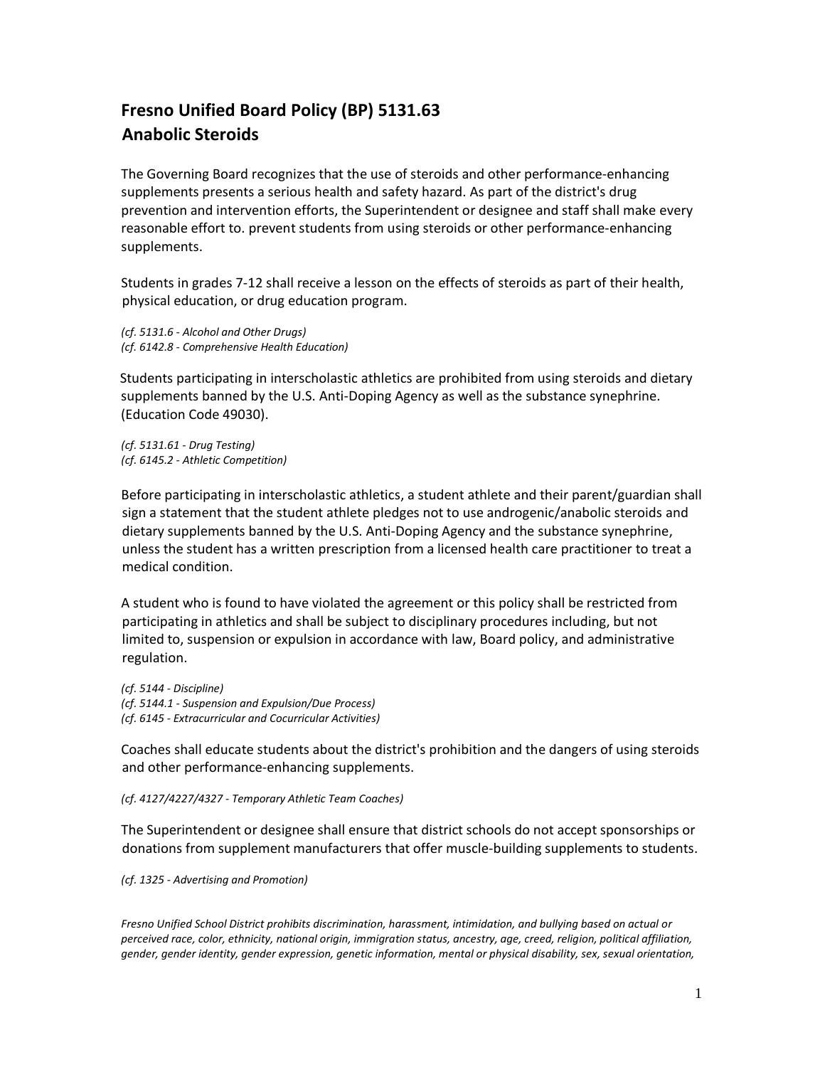# Fresno Unified Board Policy (BP) 5131.63
## Anabolic Steroids

The Governing Board recognizes that the use of steroids and other performance-enhancing supplements presents a serious health and safety hazard. As part of the district's drug prevention and intervention efforts, the Superintendent or designee and staff shall make every reasonable effort to. prevent students from using steroids or other performance-enhancing supplements.

Students in grades 7-12 shall receive a lesson on the effects of steroids as part of their health, physical education, or drug education program.

*(cf. 5131.6 - Alcohol and Other Drugs)*
*(cf. 6142.8 - Comprehensive Health Education)*

Students participating in interscholastic athletics are prohibited from using steroids and dietary supplements banned by the U.S. Anti-Doping Agency as well as the substance synephrine. (Education Code 49030).

*(cf. 5131.61 - Drug Testing)*
*(cf. 6145.2 - Athletic Competition)*

Before participating in interscholastic athletics, a student athlete and their parent/guardian shall sign a statement that the student athlete pledges not to use androgenic/anabolic steroids and dietary supplements banned by the U.S. Anti-Doping Agency and the substance synephrine, unless the student has a written prescription from a licensed health care practitioner to treat a medical condition.

A student who is found to have violated the agreement or this policy shall be restricted from participating in athletics and shall be subject to disciplinary procedures including, but not limited to, suspension or expulsion in accordance with law, Board policy, and administrative regulation.

*(cf. 5144 - Discipline)*
*(cf. 5144.1 - Suspension and Expulsion/Due Process)*
*(cf. 6145 - Extracurricular and Cocurricular Activities)*

Coaches shall educate students about the district's prohibition and the dangers of using steroids and other performance-enhancing supplements.

*(cf. 4127/4227/4327 - Temporary Athletic Team Coaches)*

The Superintendent or designee shall ensure that district schools do not accept sponsorships or donations from supplement manufacturers that offer muscle-building supplements to students.

*(cf. 1325 - Advertising and Promotion)*

*Fresno Unified School District prohibits discrimination, harassment, intimidation, and bullying based on actual or perceived race, color, ethnicity, national origin, immigration status, ancestry, age, creed, religion, political affiliation, gender, gender identity, gender expression, genetic information, mental or physical disability, sex, sexual orientation,*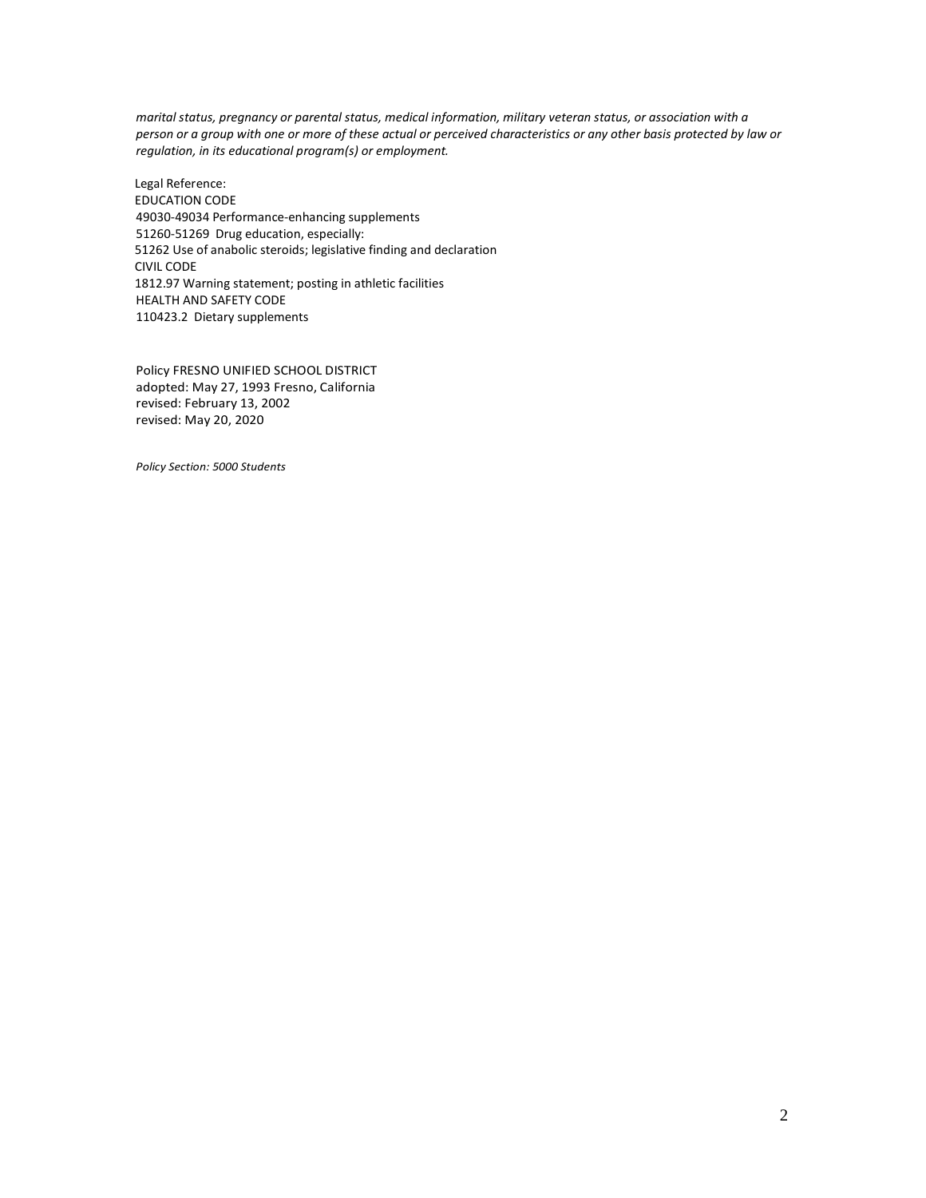*marital status, pregnancy or parental status, medical information, military veteran status, or association with a person or a group with one or more of these actual or perceived characteristics or any other basis protected by law or regulation, in its educational program(s) or employment.*

Legal Reference:
EDUCATION CODE
49030-49034 Performance-enhancing supplements
51260-51269 Drug education, especially:
51262 Use of anabolic steroids; legislative finding and declaration
CIVIL CODE
1812.97 Warning statement; posting in athletic facilities
HEALTH AND SAFETY CODE
110423.2 Dietary supplements

Policy FRESNO UNIFIED SCHOOL DISTRICT
adopted: May 27, 1993 Fresno, California
revised: February 13, 2002
revised: May 20, 2020

*Policy Section: 5000 Students*